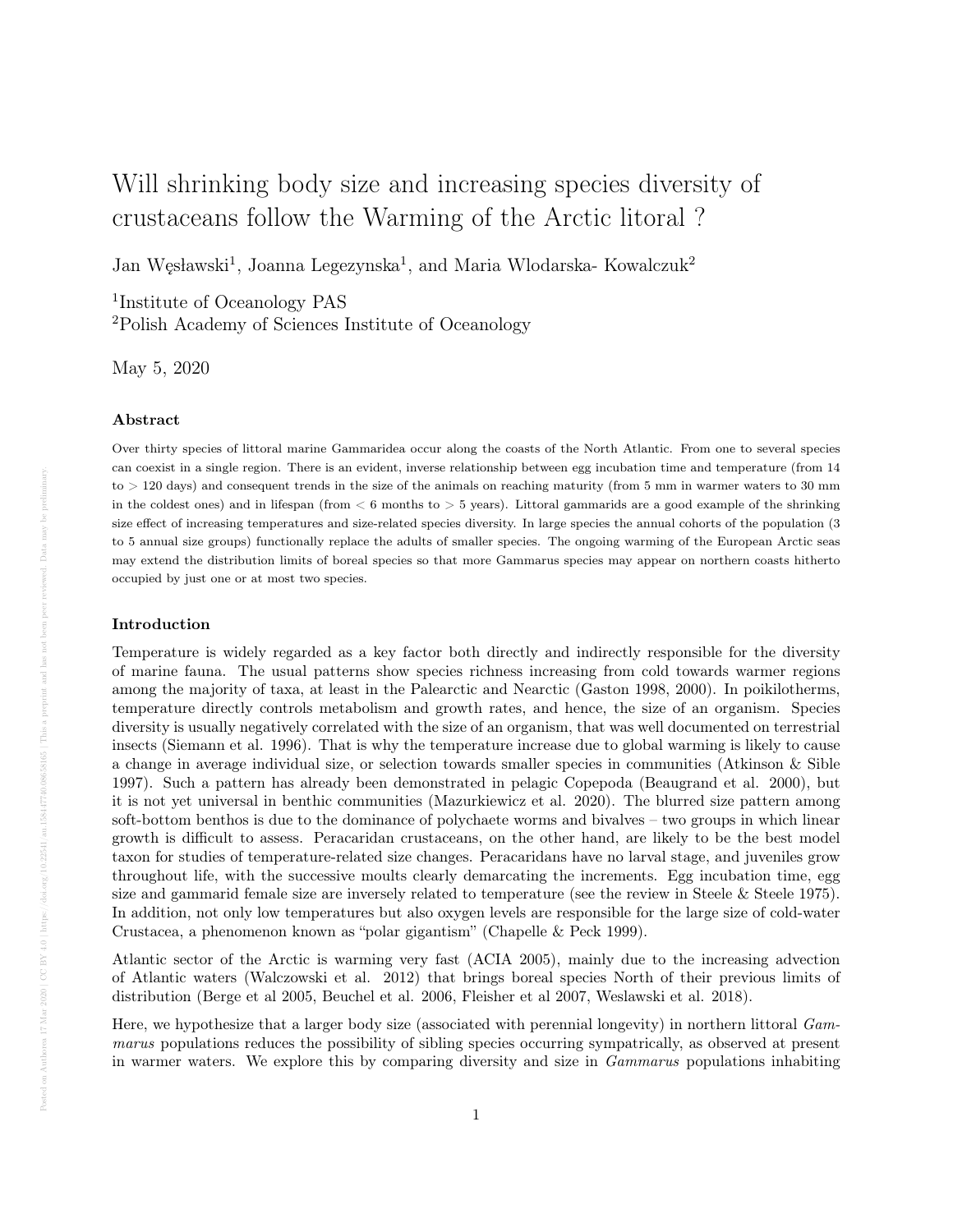# Will shrinking body size and increasing species diversity of crustaceans follow the Warming of the Arctic litoral ?

Jan Węsławski[1], Joanna Legezynska[1], and Maria Wlodarska- Kowalczuk[2]

[1]Institute of Oceanology PAS

[2]Polish Academy of Sciences Institute of Oceanology

May 5, 2020

### Abstract

Over thirty species of littoral marine Gammaridea occur along the coasts of the North Atlantic. From one to several species can coexist in a single region. There is an evident, inverse relationship between egg incubation time and temperature (from 14 to > 120 days) and consequent trends in the size of the animals on reaching maturity (from 5 mm in warmer waters to 30 mm in the coldest ones) and in lifespan (from < 6 months to > 5 years). Littoral gammarids are a good example of the shrinking size effect of increasing temperatures and size-related species diversity. In large species the annual cohorts of the population (3 to 5 annual size groups) functionally replace the adults of smaller species. The ongoing warming of the European Arctic seas may extend the distribution limits of boreal species so that more Gammarus species may appear on northern coasts hitherto occupied by just one or at most two species.

### Introduction

Temperature is widely regarded as a key factor both directly and indirectly responsible for the diversity of marine fauna. The usual patterns show species richness increasing from cold towards warmer regions among the majority of taxa, at least in the Palearctic and Nearctic (Gaston 1998, 2000). In poikilotherms, temperature directly controls metabolism and growth rates, and hence, the size of an organism. Species diversity is usually negatively correlated with the size of an organism, that was well documented on terrestrial insects (Siemann et al. 1996). That is why the temperature increase due to global warming is likely to cause a change in average individual size, or selection towards smaller species in communities (Atkinson & Sible 1997). Such a pattern has already been demonstrated in pelagic Copepoda (Beaugrand et al. 2000), but it is not yet universal in benthic communities (Mazurkiewicz et al. 2020). The blurred size pattern among soft-bottom benthos is due to the dominance of polychaete worms and bivalves – two groups in which linear growth is difficult to assess. Peracaridan crustaceans, on the other hand, are likely to be the best model taxon for studies of temperature-related size changes. Peracaridans have no larval stage, and juveniles grow throughout life, with the successive moults clearly demarcating the increments. Egg incubation time, egg size and gammarid female size are inversely related to temperature (see the review in Steele & Steele 1975). In addition, not only low temperatures but also oxygen levels are responsible for the large size of cold-water Crustacea, a phenomenon known as "polar gigantism" (Chapelle & Peck 1999).

Atlantic sector of the Arctic is warming very fast (ACIA 2005), mainly due to the increasing advection of Atlantic waters (Walczowski et al. 2012) that brings boreal species North of their previous limits of distribution (Berge et al 2005, Beuchel et al. 2006, Fleisher et al 2007, Weslawski et al. 2018).

Here, we hypothesize that a larger body size (associated with perennial longevity) in northern littoral *Gammarus* populations reduces the possibility of sibling species occurring sympatrically, as observed at present in warmer waters. We explore this by comparing diversity and size in *Gammarus* populations inhabiting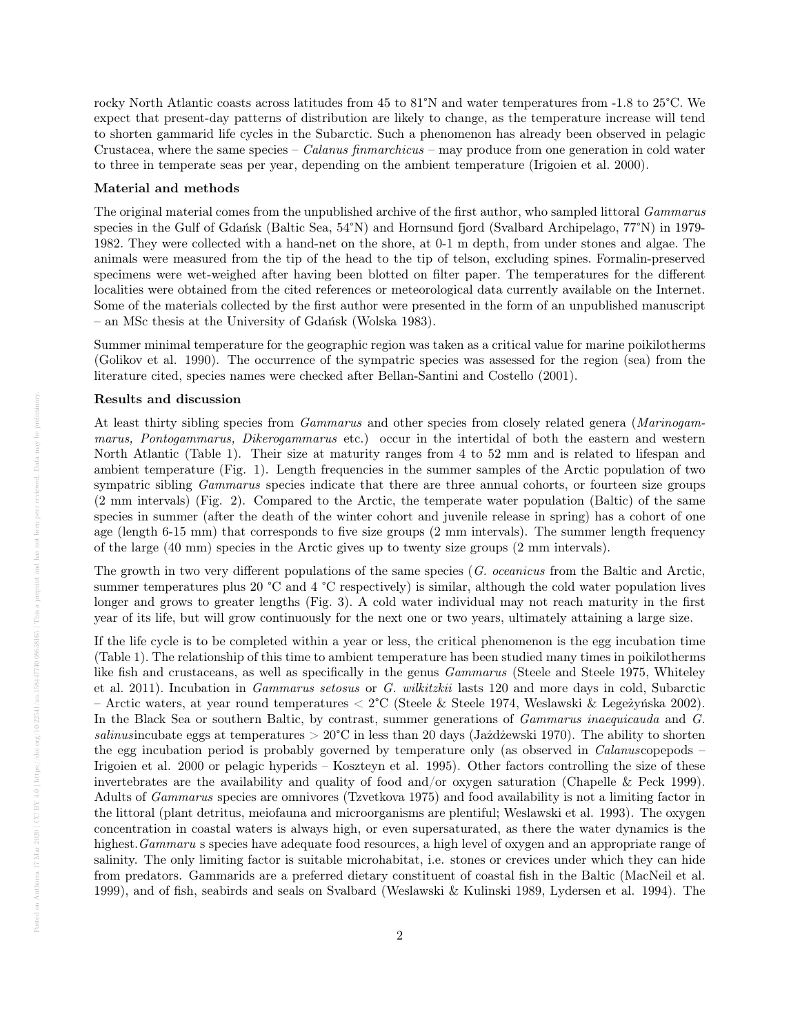rocky North Atlantic coasts across latitudes from 45 to 81°N and water temperatures from -1.8 to 25°C. We expect that present-day patterns of distribution are likely to change, as the temperature increase will tend to shorten gammarid life cycles in the Subarctic. Such a phenomenon has already been observed in pelagic Crustacea, where the same species – *Calanus finmarchicus* – may produce from one generation in cold water to three in temperate seas per year, depending on the ambient temperature (Irigoien et al. 2000).

**Material and methods**

The original material comes from the unpublished archive of the first author, who sampled littoral *Gammarus* species in the Gulf of Gdańsk (Baltic Sea, 54°N) and Hornsund fjord (Svalbard Archipelago, 77°N) in 1979-1982. They were collected with a hand-net on the shore, at 0-1 m depth, from under stones and algae. The animals were measured from the tip of the head to the tip of telson, excluding spines. Formalin-preserved specimens were wet-weighed after having been blotted on filter paper. The temperatures for the different localities were obtained from the cited references or meteorological data currently available on the Internet. Some of the materials collected by the first author were presented in the form of an unpublished manuscript – an MSc thesis at the University of Gdańsk (Wolska 1983).

Summer minimal temperature for the geographic region was taken as a critical value for marine poikilotherms (Golikov et al. 1990). The occurrence of the sympatric species was assessed for the region (sea) from the literature cited, species names were checked after Bellan-Santini and Costello (2001).

**Results and discussion**

At least thirty sibling species from *Gammarus* and other species from closely related genera (*Marinogammarus, Pontogammarus, Dikerogammarus* etc.) occur in the intertidal of both the eastern and western North Atlantic (Table 1). Their size at maturity ranges from 4 to 52 mm and is related to lifespan and ambient temperature (Fig. 1). Length frequencies in the summer samples of the Arctic population of two sympatric sibling *Gammarus* species indicate that there are three annual cohorts, or fourteen size groups (2 mm intervals) (Fig. 2). Compared to the Arctic, the temperate water population (Baltic) of the same species in summer (after the death of the winter cohort and juvenile release in spring) has a cohort of one age (length 6-15 mm) that corresponds to five size groups (2 mm intervals). The summer length frequency of the large (40 mm) species in the Arctic gives up to twenty size groups (2 mm intervals).

The growth in two very different populations of the same species (*G. oceanicus* from the Baltic and Arctic, summer temperatures plus 20 °C and 4 °C respectively) is similar, although the cold water population lives longer and grows to greater lengths (Fig. 3). A cold water individual may not reach maturity in the first year of its life, but will grow continuously for the next one or two years, ultimately attaining a large size.

If the life cycle is to be completed within a year or less, the critical phenomenon is the egg incubation time (Table 1). The relationship of this time to ambient temperature has been studied many times in poikilotherms like fish and crustaceans, as well as specifically in the genus *Gammarus* (Steele and Steele 1975, Whiteley et al. 2011). Incubation in *Gammarus setosus* or *G. wilkitzkii* lasts 120 and more days in cold, Subarctic – Arctic waters, at year round temperatures < 2°C (Steele & Steele 1974, Weslawski & Legeżyńska 2002). In the Black Sea or southern Baltic, by contrast, summer generations of *Gammarus inaequicauda* and *G. salinus*incubate eggs at temperatures > 20°C in less than 20 days (Jażdżewski 1970). The ability to shorten the egg incubation period is probably governed by temperature only (as observed in *Calanus*copepods – Irigoien et al. 2000 or pelagic hyperids – Koszteyn et al. 1995). Other factors controlling the size of these invertebrates are the availability and quality of food and/or oxygen saturation (Chapelle & Peck 1999). Adults of *Gammarus* species are omnivores (Tzvetkova 1975) and food availability is not a limiting factor in the littoral (plant detritus, meiofauna and microorganisms are plentiful; Weslawski et al. 1993). The oxygen concentration in coastal waters is always high, or even supersaturated, as there the water dynamics is the highest.*Gammaru* s species have adequate food resources, a high level of oxygen and an appropriate range of salinity. The only limiting factor is suitable microhabitat, i.e. stones or crevices under which they can hide from predators. Gammarids are a preferred dietary constituent of coastal fish in the Baltic (MacNeil et al. 1999), and of fish, seabirds and seals on Svalbard (Weslawski & Kulinski 1989, Lydersen et al. 1994). The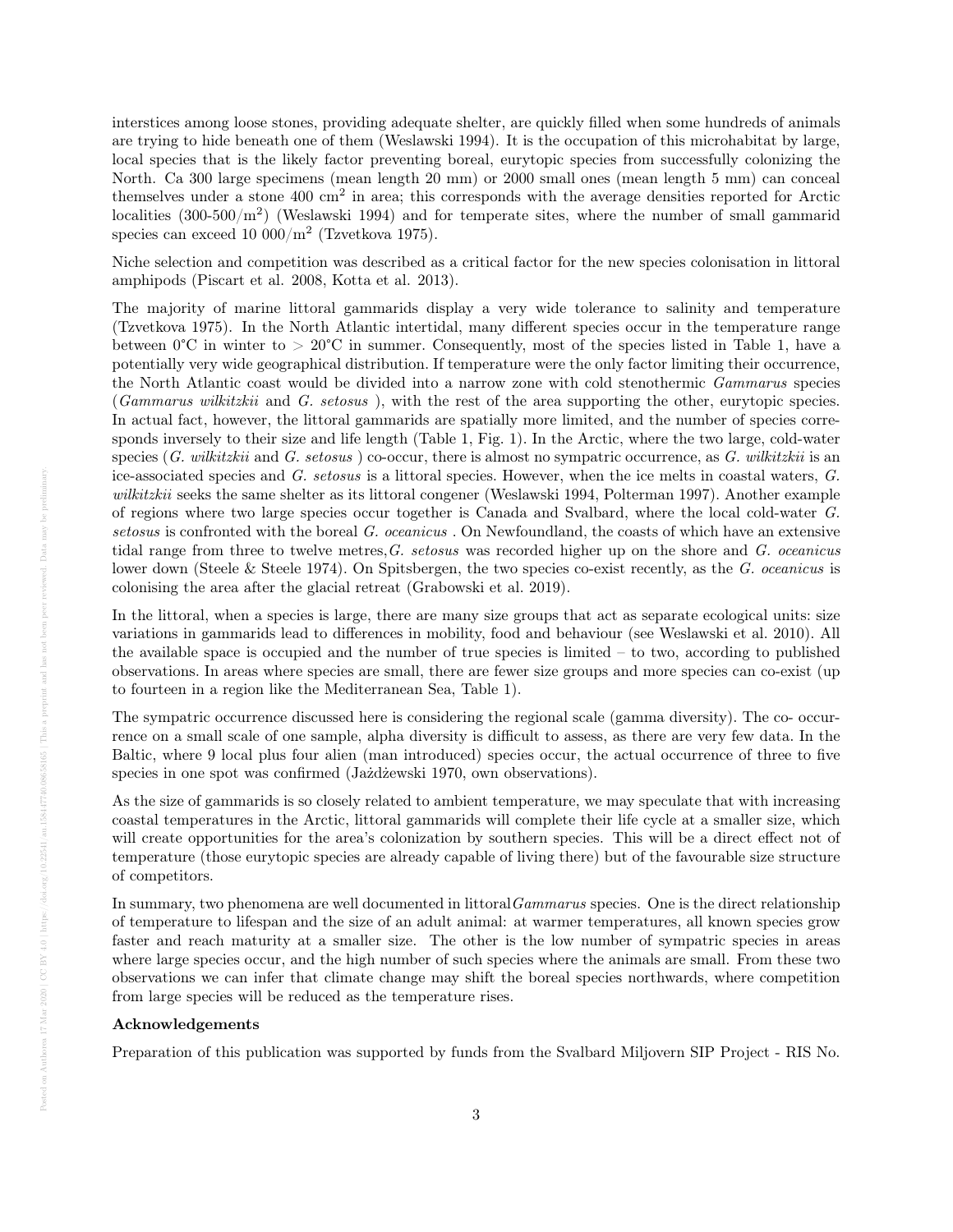interstices among loose stones, providing adequate shelter, are quickly filled when some hundreds of animals are trying to hide beneath one of them (Weslawski 1994). It is the occupation of this microhabitat by large, local species that is the likely factor preventing boreal, eurytopic species from successfully colonizing the North. Ca 300 large specimens (mean length 20 mm) or 2000 small ones (mean length 5 mm) can conceal themselves under a stone 400 $cm^2$ in area; this corresponds with the average densities reported for Arctic localities (300-500/$m^2$) (Weslawski 1994) and for temperate sites, where the number of small gammarid species can exceed 10 000/$m^2$ (Tzvetkova 1975).

Niche selection and competition was described as a critical factor for the new species colonisation in littoral amphipods (Piscart et al. 2008, Kotta et al. 2013).

The majority of marine littoral gammarids display a very wide tolerance to salinity and temperature (Tzvetkova 1975). In the North Atlantic intertidal, many different species occur in the temperature range between 0°C in winter to > 20°C in summer. Consequently, most of the species listed in Table 1, have a potentially very wide geographical distribution. If temperature were the only factor limiting their occurrence, the North Atlantic coast would be divided into a narrow zone with cold stenothermic *Gammarus* species (*Gammarus wilkitzkii* and *G. setosus* ), with the rest of the area supporting the other, eurytopic species. In actual fact, however, the littoral gammarids are spatially more limited, and the number of species corresponds inversely to their size and life length (Table 1, Fig. 1). In the Arctic, where the two large, cold-water species (*G. wilkitzkii* and *G. setosus* ) co-occur, there is almost no sympatric occurrence, as *G. wilkitzkii* is an ice-associated species and *G. setosus* is a littoral species. However, when the ice melts in coastal waters, *G. wilkitzkii* seeks the same shelter as its littoral congener (Weslawski 1994, Polterman 1997). Another example of regions where two large species occur together is Canada and Svalbard, where the local cold-water *G. setosus* is confronted with the boreal *G. oceanicus* . On Newfoundland, the coasts of which have an extensive tidal range from three to twelve metres,*G. setosus* was recorded higher up on the shore and *G. oceanicus* lower down (Steele & Steele 1974). On Spitsbergen, the two species co-exist recently, as the *G. oceanicus* is colonising the area after the glacial retreat (Grabowski et al. 2019).

In the littoral, when a species is large, there are many size groups that act as separate ecological units: size variations in gammarids lead to differences in mobility, food and behaviour (see Weslawski et al. 2010). All the available space is occupied and the number of true species is limited – to two, according to published observations. In areas where species are small, there are fewer size groups and more species can co-exist (up to fourteen in a region like the Mediterranean Sea, Table 1).

The sympatric occurrence discussed here is considering the regional scale (gamma diversity). The co- occurrence on a small scale of one sample, alpha diversity is difficult to assess, as there are very few data. In the Baltic, where 9 local plus four alien (man introduced) species occur, the actual occurrence of three to five species in one spot was confirmed (Jażdżewski 1970, own observations).

As the size of gammarids is so closely related to ambient temperature, we may speculate that with increasing coastal temperatures in the Arctic, littoral gammarids will complete their life cycle at a smaller size, which will create opportunities for the area's colonization by southern species. This will be a direct effect not of temperature (those eurytopic species are already capable of living there) but of the favourable size structure of competitors.

In summary, two phenomena are well documented in littoral*Gammarus* species. One is the direct relationship of temperature to lifespan and the size of an adult animal: at warmer temperatures, all known species grow faster and reach maturity at a smaller size. The other is the low number of sympatric species in areas where large species occur, and the high number of such species where the animals are small. From these two observations we can infer that climate change may shift the boreal species northwards, where competition from large species will be reduced as the temperature rises.

**Acknowledgements**

Preparation of this publication was supported by funds from the Svalbard Miljovern SIP Project - RIS No.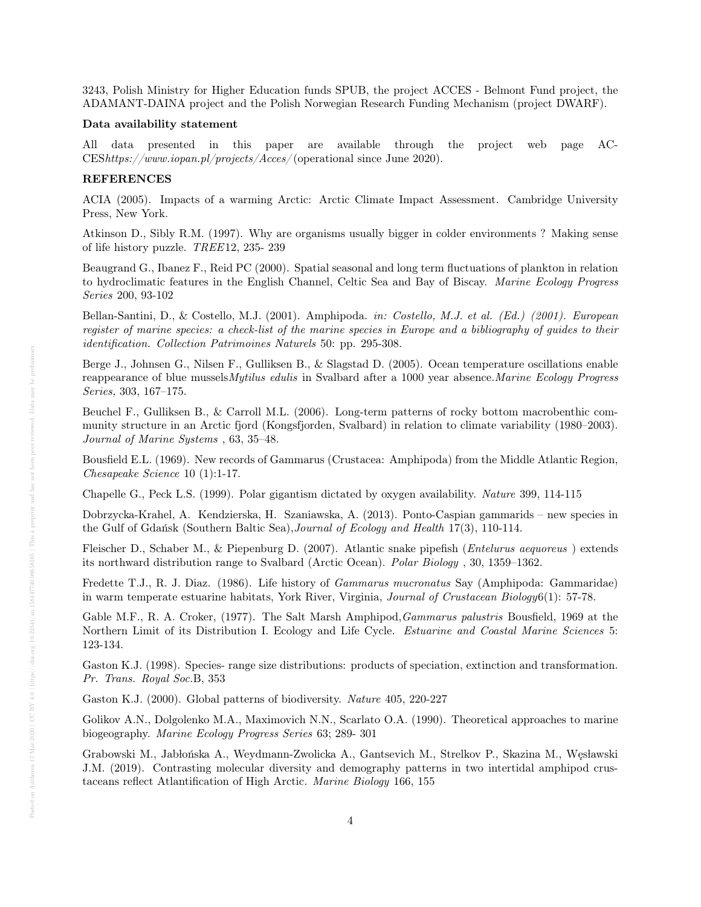3243, Polish Ministry for Higher Education funds SPUB, the project ACCES - Belmont Fund project, the ADAMANT-DAINA project and the Polish Norwegian Research Funding Mechanism (project DWARF).

### Data availability statement

All data presented in this paper are available through the project web page ACCES*https://www.iopan.pl/projects/Acces/* (operational since June 2020).

### REFERENCES

ACIA (2005). Impacts of a warming Arctic: Arctic Climate Impact Assessment. Cambridge University Press, New York.

Atkinson D., Sibly R.M. (1997). Why are organisms usually bigger in colder environments ? Making sense of life history puzzle. *TREE*12, 235- 239

Beaugrand G., Ibanez F., Reid PC (2000). Spatial seasonal and long term fluctuations of plankton in relation to hydroclimatic features in the English Channel, Celtic Sea and Bay of Biscay. *Marine Ecology Progress Series* 200, 93-102

Bellan-Santini, D., & Costello, M.J. (2001). Amphipoda. *in: Costello, M.J. et al. (Ed.) (2001). European register of marine species: a check-list of the marine species in Europe and a bibliography of guides to their identification. Collection Patrimoines Naturels* 50: pp. 295-308.

Berge J., Johnsen G., Nilsen F., Gulliksen B., & Slagstad D. (2005). Ocean temperature oscillations enable reappearance of blue mussels*Mytilus edulis* in Svalbard after a 1000 year absence.*Marine Ecology Progress Series,* 303, 167–175.

Beuchel F., Gulliksen B., & Carroll M.L. (2006). Long-term patterns of rocky bottom macrobenthic community structure in an Arctic fjord (Kongsfjorden, Svalbard) in relation to climate variability (1980–2003). *Journal of Marine Systems* , 63, 35–48.

Bousfield E.L. (1969). New records of Gammarus (Crustacea: Amphipoda) from the Middle Atlantic Region, *Chesapeake Science* 10 (1):1-17.

Chapelle G., Peck L.S. (1999). Polar gigantism dictated by oxygen availability. *Nature* 399, 114-115

Dobrzycka-Krahel, A. Kendzierska, H. Szaniawska, A. (2013). Ponto-Caspian gammarids – new species in the Gulf of Gdańsk (Southern Baltic Sea),*Journal of Ecology and Health* 17(3), 110-114.

Fleischer D., Schaber M., & Piepenburg D. (2007). Atlantic snake pipefish (*Entelurus aequoreus* ) extends its northward distribution range to Svalbard (Arctic Ocean). *Polar Biology* , 30, 1359–1362.

Fredette T.J., R. J. Diaz. (1986). Life history of *Gammarus mucronatus* Say (Amphipoda: Gammaridae) in warm temperate estuarine habitats, York River, Virginia, *Journal of Crustacean Biology*6(1): 57-78.

Gable M.F., R. A. Croker, (1977). The Salt Marsh Amphipod,*Gammarus palustris* Bousfield, 1969 at the Northern Limit of its Distribution I. Ecology and Life Cycle. *Estuarine and Coastal Marine Sciences* 5: 123-134.

Gaston K.J. (1998). Species- range size distributions: products of speciation, extinction and transformation. *Pr. Trans. Royal Soc.*B, 353

Gaston K.J. (2000). Global patterns of biodiversity. *Nature* 405, 220-227

Golikov A.N., Dolgolenko M.A., Maximovich N.N., Scarlato O.A. (1990). Theoretical approaches to marine biogeography. *Marine Ecology Progress Series* 63; 289- 301

Grabowski M., Jabłońska A., Weydmann-Zwolicka A., Gantsevich M., Strelkov P., Skazina M., Węsławski J.M. (2019). Contrasting molecular diversity and demography patterns in two intertidal amphipod crustaceans reflect Atlantification of High Arctic. *Marine Biology* 166, 155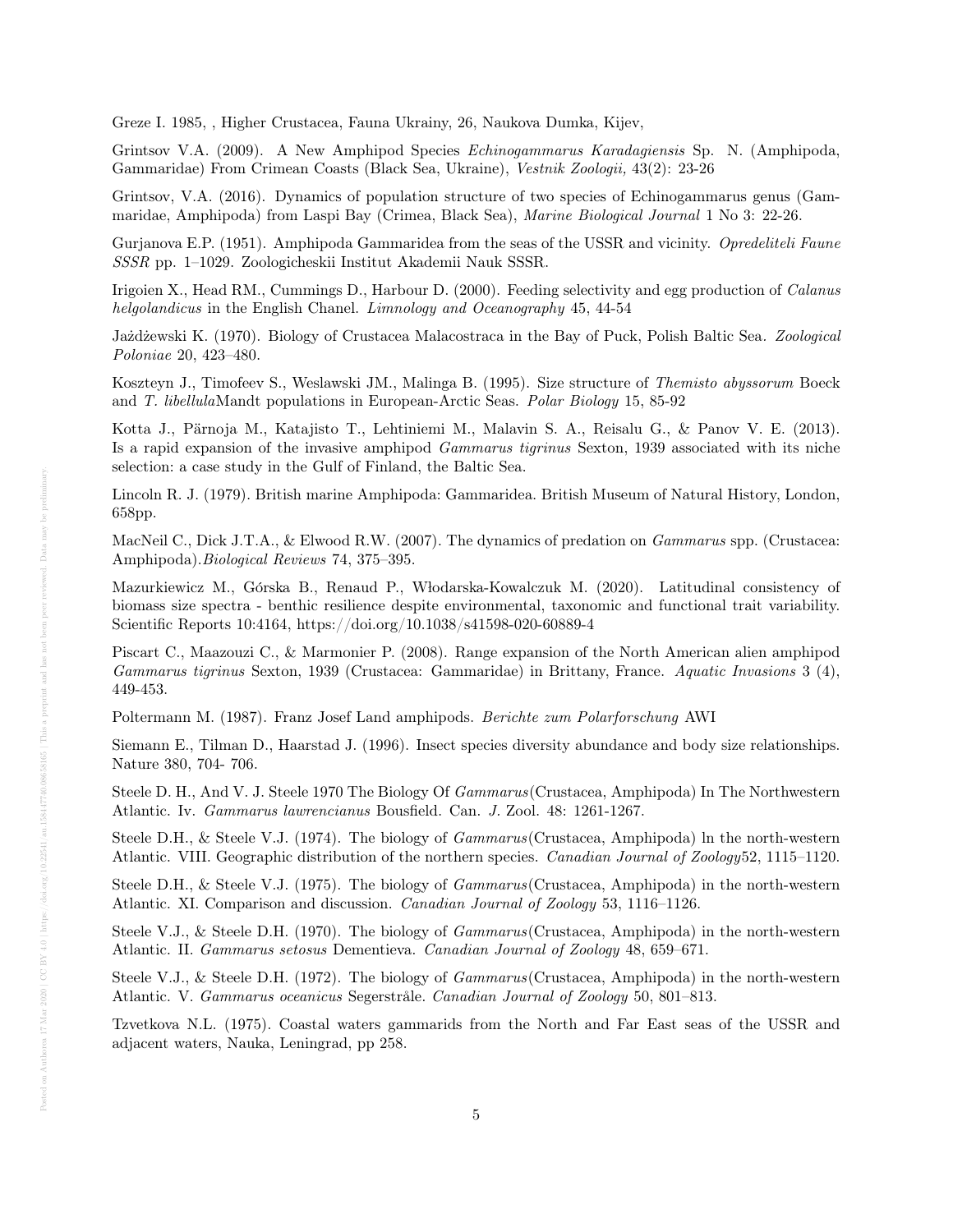Greze I. 1985, , Higher Crustacea, Fauna Ukrainy, 26, Naukova Dumka, Kijev,

Grintsov V.A. (2009). A New Amphipod Species *Echinogammarus Karadagiensis* Sp. N. (Amphipoda, Gammaridae) From Crimean Coasts (Black Sea, Ukraine), *Vestnik Zoologii,* 43(2): 23-26

Grintsov, V.A. (2016). Dynamics of population structure of two species of Echinogammarus genus (Gammaridae, Amphipoda) from Laspi Bay (Crimea, Black Sea), *Marine Biological Journal* 1 No 3: 22-26.

Gurjanova E.P. (1951). Amphipoda Gammaridea from the seas of the USSR and vicinity. *Opredeliteli Faune SSSR* pp. 1–1029. Zoologicheskii Institut Akademii Nauk SSSR.

Irigoien X., Head RM., Cummings D., Harbour D. (2000). Feeding selectivity and egg production of *Calanus helgolandicus* in the English Chanel. *Limnology and Oceanography* 45, 44-54

Jażdżewski K. (1970). Biology of Crustacea Malacostraca in the Bay of Puck, Polish Baltic Sea. *Zoological Poloniae* 20, 423–480.

Koszteyn J., Timofeev S., Weslawski JM., Malinga B. (1995). Size structure of *Themisto abyssorum* Boeck and *T. libellula*Mandt populations in European-Arctic Seas. *Polar Biology* 15, 85-92

Kotta J., Pärnoja M., Katajisto T., Lehtiniemi M., Malavin S. A., Reisalu G., & Panov V. E. (2013). Is a rapid expansion of the invasive amphipod *Gammarus tigrinus* Sexton, 1939 associated with its niche selection: a case study in the Gulf of Finland, the Baltic Sea.

Lincoln R. J. (1979). British marine Amphipoda: Gammaridea. British Museum of Natural History, London, 658pp.

MacNeil C., Dick J.T.A., & Elwood R.W. (2007). The dynamics of predation on *Gammarus* spp. (Crustacea: Amphipoda).*Biological Reviews* 74, 375–395.

Mazurkiewicz M., Górska B., Renaud P., Włodarska-Kowalczuk M. (2020). Latitudinal consistency of biomass size spectra - benthic resilience despite environmental, taxonomic and functional trait variability. Scientific Reports 10:4164, https://doi.org/10.1038/s41598-020-60889-4

Piscart C., Maazouzi C., & Marmonier P. (2008). Range expansion of the North American alien amphipod *Gammarus tigrinus* Sexton, 1939 (Crustacea: Gammaridae) in Brittany, France. *Aquatic Invasions* 3 (4), 449-453.

Poltermann M. (1987). Franz Josef Land amphipods. *Berichte zum Polarforschung* AWI

Siemann E., Tilman D., Haarstad J. (1996). Insect species diversity abundance and body size relationships. Nature 380, 704- 706.

Steele D. H., And V. J. Steele 1970 The Biology Of *Gammarus*(Crustacea, Amphipoda) In The Northwestern Atlantic. Iv. *Gammarus lawrencianus* Bousfield. Can. *J.* Zool. 48: 1261-1267.

Steele D.H., & Steele V.J. (1974). The biology of *Gammarus*(Crustacea, Amphipoda) ln the north-western Atlantic. VIII. Geographic distribution of the northern species. *Canadian Journal of Zoology*52, 1115–1120.

Steele D.H., & Steele V.J. (1975). The biology of *Gammarus*(Crustacea, Amphipoda) in the north-western Atlantic. XI. Comparison and discussion. *Canadian Journal of Zoology* 53, 1116–1126.

Steele V.J., & Steele D.H. (1970). The biology of *Gammarus*(Crustacea, Amphipoda) in the north-western Atlantic. II. *Gammarus setosus* Dementieva. *Canadian Journal of Zoology* 48, 659–671.

Steele V.J., & Steele D.H. (1972). The biology of *Gammarus*(Crustacea, Amphipoda) in the north-western Atlantic. V. *Gammarus oceanicus* Segerstråle. *Canadian Journal of Zoology* 50, 801–813.

Tzvetkova N.L. (1975). Coastal waters gammarids from the North and Far East seas of the USSR and adjacent waters, Nauka, Leningrad, pp 258.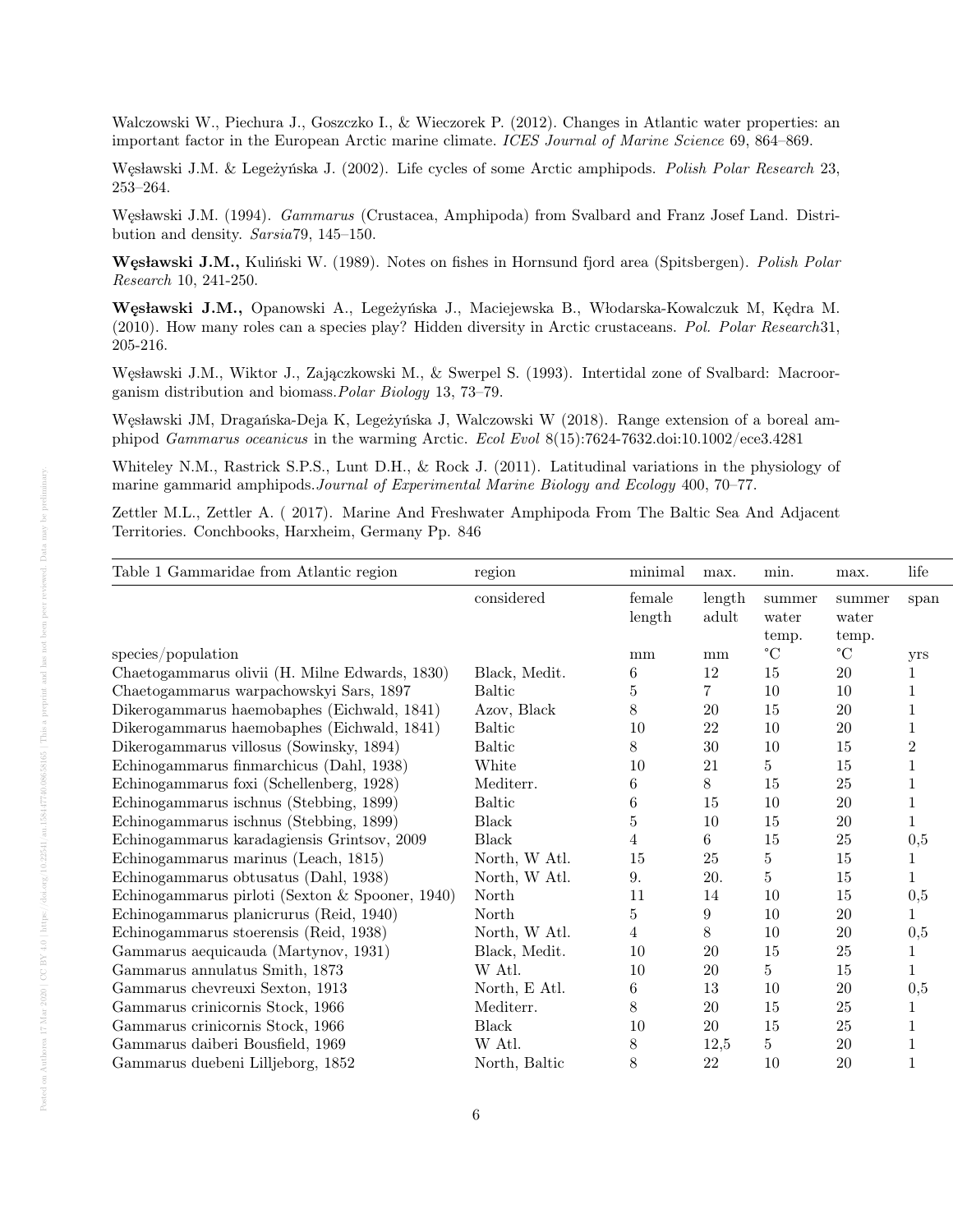Walczowski W., Piechura J., Goszczko I., & Wieczorek P. (2012). Changes in Atlantic water properties: an important factor in the European Arctic marine climate. *ICES Journal of Marine Science* 69, 864–869.

Węsławski J.M. & Legeżyńska J. (2002). Life cycles of some Arctic amphipods. *Polish Polar Research* 23, 253–264.

Węsławski J.M. (1994). *Gammarus* (Crustacea, Amphipoda) from Svalbard and Franz Josef Land. Distribution and density. *Sarsia*79, 145–150.

**Węsławski J.M.,** Kuliński W. (1989). Notes on fishes in Hornsund fjord area (Spitsbergen). *Polish Polar Research* 10, 241-250.

**Węsławski J.M.,** Opanowski A., Legeżyńska J., Maciejewska B., Włodarska-Kowalczuk M, Kędra M. (2010). How many roles can a species play? Hidden diversity in Arctic crustaceans. *Pol. Polar Research*31, 205-216.

Węsławski J.M., Wiktor J., Zajączkowski M., & Swerpel S. (1993). Intertidal zone of Svalbard: Macroorganism distribution and biomass.*Polar Biology* 13, 73–79.

Węsławski JM, Dragańska-Deja K, Legeżyńska J, Walczowski W (2018). Range extension of a boreal amphipod *Gammarus oceanicus* in the warming Arctic. *Ecol Evol* 8(15):7624-7632.doi:10.1002/ece3.4281

Whiteley N.M., Rastrick S.P.S., Lunt D.H., & Rock J. (2011). Latitudinal variations in the physiology of marine gammarid amphipods.*Journal of Experimental Marine Biology and Ecology* 400, 70–77.

Zettler M.L., Zettler A. ( 2017). Marine And Freshwater Amphipoda From The Baltic Sea And Adjacent Territories. Conchbooks, Harxheim, Germany Pp. 846

| Table 1 Gammaridae from Atlantic region | region | minimal | max. | min. | max. | life |
|---|---|---|---|---|---|---|
| | considered | female length | length adult | summer water temp. | summer water temp. | span |
| species/population | | mm | mm | °C | °C | yrs |
| Chaetogammarus olivii (H. Milne Edwards, 1830) | Black, Medit. | 6 | 12 | 15 | 20 | 1 |
| Chaetogammarus warpachowskyi Sars, 1897 | Baltic | 5 | 7 | 10 | 10 | 1 |
| Dikerogammarus haemobaphes (Eichwald, 1841) | Azov, Black | 8 | 20 | 15 | 20 | 1 |
| Dikerogammarus haemobaphes (Eichwald, 1841) | Baltic | 10 | 22 | 10 | 20 | 1 |
| Dikerogammarus villosus (Sowinsky, 1894) | Baltic | 8 | 30 | 10 | 15 | 2 |
| Echinogammarus finmarchicus (Dahl, 1938) | White | 10 | 21 | 5 | 15 | 1 |
| Echinogammarus foxi (Schellenberg, 1928) | Mediterr. | 6 | 8 | 15 | 25 | 1 |
| Echinogammarus ischnus (Stebbing, 1899) | Baltic | 6 | 15 | 10 | 20 | 1 |
| Echinogammarus ischnus (Stebbing, 1899) | Black | 5 | 10 | 15 | 20 | 1 |
| Echinogammarus karadagiensis Grintsov, 2009 | Black | 4 | 6 | 15 | 25 | 0,5 |
| Echinogammarus marinus (Leach, 1815) | North, W Atl. | 15 | 25 | 5 | 15 | 1 |
| Echinogammarus obtusatus (Dahl, 1938) | North, W Atl. | 9. | 20. | 5 | 15 | 1 |
| Echinogammarus pirloti (Sexton & Spooner, 1940) | North | 11 | 14 | 10 | 15 | 0,5 |
| Echinogammarus planicrurus (Reid, 1940) | North | 5 | 9 | 10 | 20 | 1 |
| Echinogammarus stoerensis (Reid, 1938) | North, W Atl. | 4 | 8 | 10 | 20 | 0,5 |
| Gammarus aequicauda (Martynov, 1931) | Black, Medit. | 10 | 20 | 15 | 25 | 1 |
| Gammarus annulatus Smith, 1873 | W Atl. | 10 | 20 | 5 | 15 | 1 |
| Gammarus chevreuxi Sexton, 1913 | North, E Atl. | 6 | 13 | 10 | 20 | 0,5 |
| Gammarus crinicornis Stock, 1966 | Mediterr. | 8 | 20 | 15 | 25 | 1 |
| Gammarus crinicornis Stock, 1966 | Black | 10 | 20 | 15 | 25 | 1 |
| Gammarus daiberi Bousfield, 1969 | W Atl. | 8 | 12,5 | 5 | 20 | 1 |
| Gammarus duebeni Lilljeborg, 1852 | North, Baltic | 8 | 22 | 10 | 20 | 1 |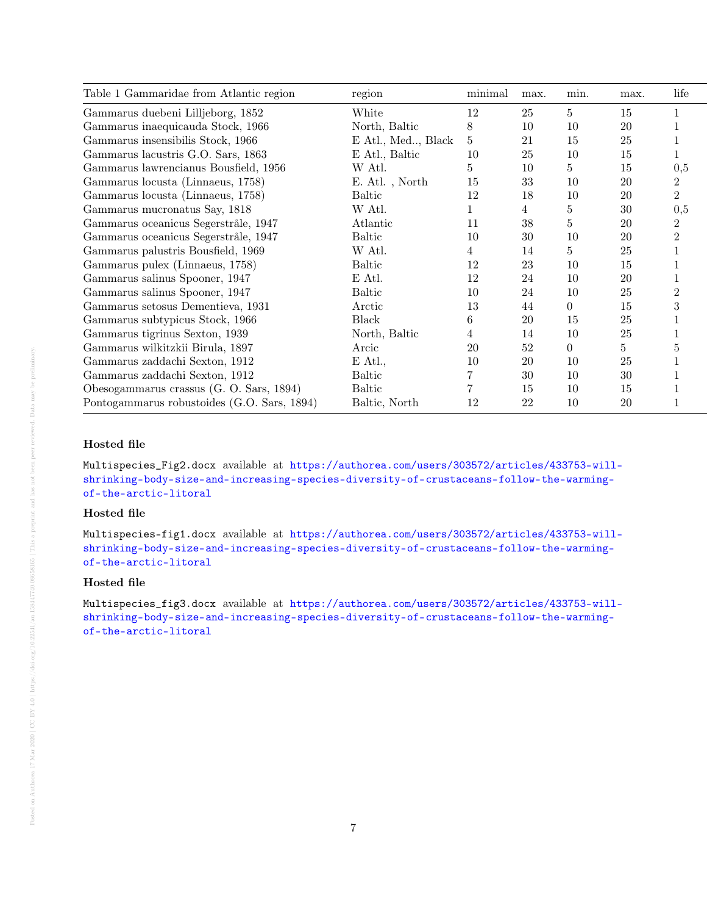| Table 1 Gammaridae from Atlantic region | region | minimal | max. | min. | max. | life |
|---|---|---|---|---|---|---|
| Gammarus duebeni Lilljeborg, 1852 | White | 12 | 25 | 5 | 15 | 1 |
| Gammarus inaequicauda Stock, 1966 | North, Baltic | 8 | 10 | 10 | 20 | 1 |
| Gammarus insensibilis Stock, 1966 | E Atl., Med.., Black | 5 | 21 | 15 | 25 | 1 |
| Gammarus lacustris G.O. Sars, 1863 | E Atl., Baltic | 10 | 25 | 10 | 15 | 1 |
| Gammarus lawrencianus Bousfield, 1956 | W Atl. | 5 | 10 | 5 | 15 | 0,5 |
| Gammarus locusta (Linnaeus, 1758) | E. Atl. , North | 15 | 33 | 10 | 20 | 2 |
| Gammarus locusta (Linnaeus, 1758) | Baltic | 12 | 18 | 10 | 20 | 2 |
| Gammarus mucronatus Say, 1818 | W Atl. | 1 | 4 | 5 | 30 | 0,5 |
| Gammarus oceanicus Segerstråle, 1947 | Atlantic | 11 | 38 | 5 | 20 | 2 |
| Gammarus oceanicus Segerstråle, 1947 | Baltic | 10 | 30 | 10 | 20 | 2 |
| Gammarus palustris Bousfield, 1969 | W Atl. | 4 | 14 | 5 | 25 | 1 |
| Gammarus pulex (Linnaeus, 1758) | Baltic | 12 | 23 | 10 | 15 | 1 |
| Gammarus salinus Spooner, 1947 | E Atl. | 12 | 24 | 10 | 20 | 1 |
| Gammarus salinus Spooner, 1947 | Baltic | 10 | 24 | 10 | 25 | 2 |
| Gammarus setosus Dementieva, 1931 | Arctic | 13 | 44 | 0 | 15 | 3 |
| Gammarus subtypicus Stock, 1966 | Black | 6 | 20 | 15 | 25 | 1 |
| Gammarus tigrinus Sexton, 1939 | North, Baltic | 4 | 14 | 10 | 25 | 1 |
| Gammarus wilkitzkii Birula, 1897 | Arcic | 20 | 52 | 0 | 5 | 5 |
| Gammarus zaddachi Sexton, 1912 | E Atl., | 10 | 20 | 10 | 25 | 1 |
| Gammarus zaddachi Sexton, 1912 | Baltic | 7 | 30 | 10 | 30 | 1 |
| Obesogammarus crassus (G. O. Sars, 1894) | Baltic | 7 | 15 | 10 | 15 | 1 |
| Pontogammarus robustoides (G.O. Sars, 1894) | Baltic, North | 12 | 22 | 10 | 20 | 1 |

**Hosted file**

`Multispecies_Fig2.docx` available at https://authorea.com/users/303572/articles/433753-will-shrinking-body-size-and-increasing-species-diversity-of-crustaceans-follow-the-warming-of-the-arctic-litoral

**Hosted file**

`Multispecies-fig1.docx` available at https://authorea.com/users/303572/articles/433753-will-shrinking-body-size-and-increasing-species-diversity-of-crustaceans-follow-the-warming-of-the-arctic-litoral

**Hosted file**

`Multispecies_fig3.docx` available at https://authorea.com/users/303572/articles/433753-will-shrinking-body-size-and-increasing-species-diversity-of-crustaceans-follow-the-warming-of-the-arctic-litoral